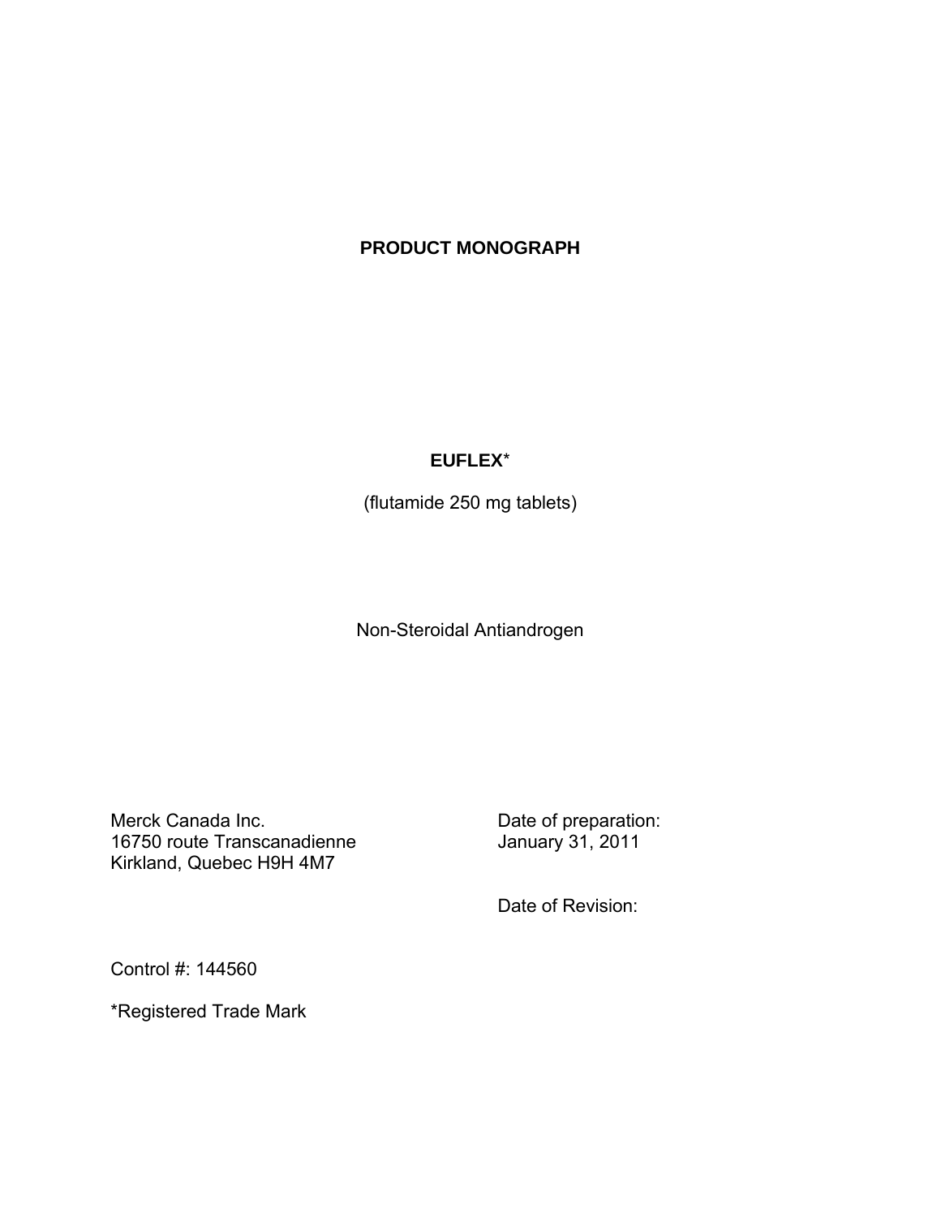# PRODUCT MONOGRAPH

**EUFLEX***

(flutamide 250 mg tablets)

Non-Steroidal Antiandrogen

Merck Canada Inc.
16750 route Transcanadienne
Kirkland, Quebec H9H 4M7

Date of preparation:
January 31, 2011

Date of Revision:

Control #: 144560

*Registered Trade Mark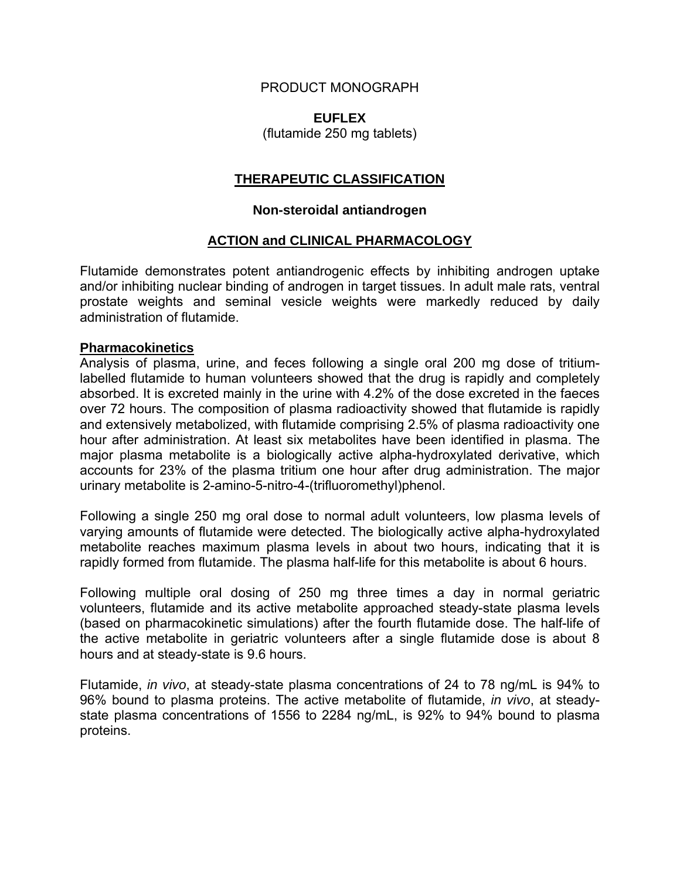PRODUCT MONOGRAPH

**EUFLEX**
(flutamide 250 mg tablets)

## THERAPEUTIC CLASSIFICATION

**Non-steroidal antiandrogen**

## ACTION and CLINICAL PHARMACOLOGY

Flutamide demonstrates potent antiandrogenic effects by inhibiting androgen uptake and/or inhibiting nuclear binding of androgen in target tissues. In adult male rats, ventral prostate weights and seminal vesicle weights were markedly reduced by daily administration of flutamide.

### Pharmacokinetics

Analysis of plasma, urine, and feces following a single oral 200 mg dose of tritium-labelled flutamide to human volunteers showed that the drug is rapidly and completely absorbed. It is excreted mainly in the urine with 4.2% of the dose excreted in the faeces over 72 hours. The composition of plasma radioactivity showed that flutamide is rapidly and extensively metabolized, with flutamide comprising 2.5% of plasma radioactivity one hour after administration. At least six metabolites have been identified in plasma. The major plasma metabolite is a biologically active alpha-hydroxylated derivative, which accounts for 23% of the plasma tritium one hour after drug administration. The major urinary metabolite is 2-amino-5-nitro-4-(trifluoromethyl)phenol.

Following a single 250 mg oral dose to normal adult volunteers, low plasma levels of varying amounts of flutamide were detected. The biologically active alpha-hydroxylated metabolite reaches maximum plasma levels in about two hours, indicating that it is rapidly formed from flutamide. The plasma half-life for this metabolite is about 6 hours.

Following multiple oral dosing of 250 mg three times a day in normal geriatric volunteers, flutamide and its active metabolite approached steady-state plasma levels (based on pharmacokinetic simulations) after the fourth flutamide dose. The half-life of the active metabolite in geriatric volunteers after a single flutamide dose is about 8 hours and at steady-state is 9.6 hours.

Flutamide, *in vivo*, at steady-state plasma concentrations of 24 to 78 ng/mL is 94% to 96% bound to plasma proteins. The active metabolite of flutamide, *in vivo*, at steady-state plasma concentrations of 1556 to 2284 ng/mL, is 92% to 94% bound to plasma proteins.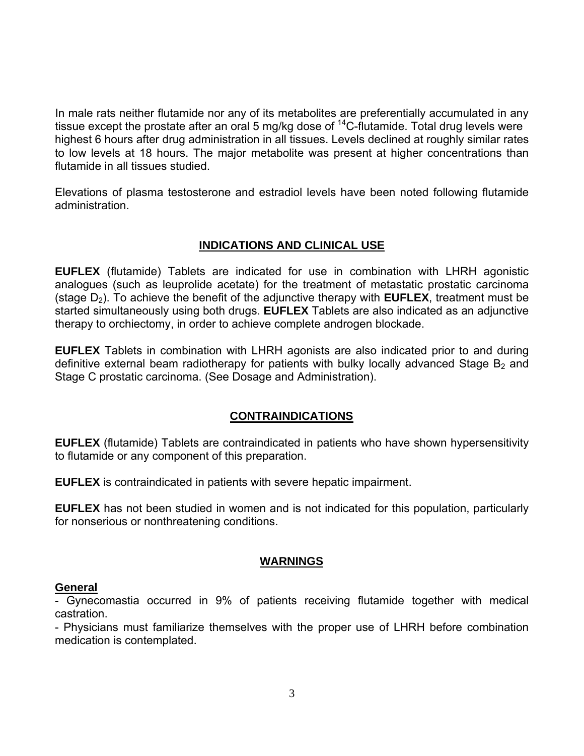In male rats neither flutamide nor any of its metabolites are preferentially accumulated in any tissue except the prostate after an oral 5 mg/kg dose of $^{14}$C-flutamide. Total drug levels were highest 6 hours after drug administration in all tissues. Levels declined at roughly similar rates to low levels at 18 hours. The major metabolite was present at higher concentrations than flutamide in all tissues studied.

Elevations of plasma testosterone and estradiol levels have been noted following flutamide administration.

## INDICATIONS AND CLINICAL USE

**EUFLEX** (flutamide) Tablets are indicated for use in combination with LHRH agonistic analogues (such as leuprolide acetate) for the treatment of metastatic prostatic carcinoma (stage $D_2$). To achieve the benefit of the adjunctive therapy with **EUFLEX**, treatment must be started simultaneously using both drugs. **EUFLEX** Tablets are also indicated as an adjunctive therapy to orchiectomy, in order to achieve complete androgen blockade.

**EUFLEX** Tablets in combination with LHRH agonists are also indicated prior to and during definitive external beam radiotherapy for patients with bulky locally advanced Stage $B_2$ and Stage C prostatic carcinoma. (See Dosage and Administration).

## CONTRAINDICATIONS

**EUFLEX** (flutamide) Tablets are contraindicated in patients who have shown hypersensitivity to flutamide or any component of this preparation.

**EUFLEX** is contraindicated in patients with severe hepatic impairment.

**EUFLEX** has not been studied in women and is not indicated for this population, particularly for nonserious or nonthreatening conditions.

## WARNINGS

### General

- Gynecomastia occurred in 9% of patients receiving flutamide together with medical castration.
- Physicians must familiarize themselves with the proper use of LHRH before combination medication is contemplated.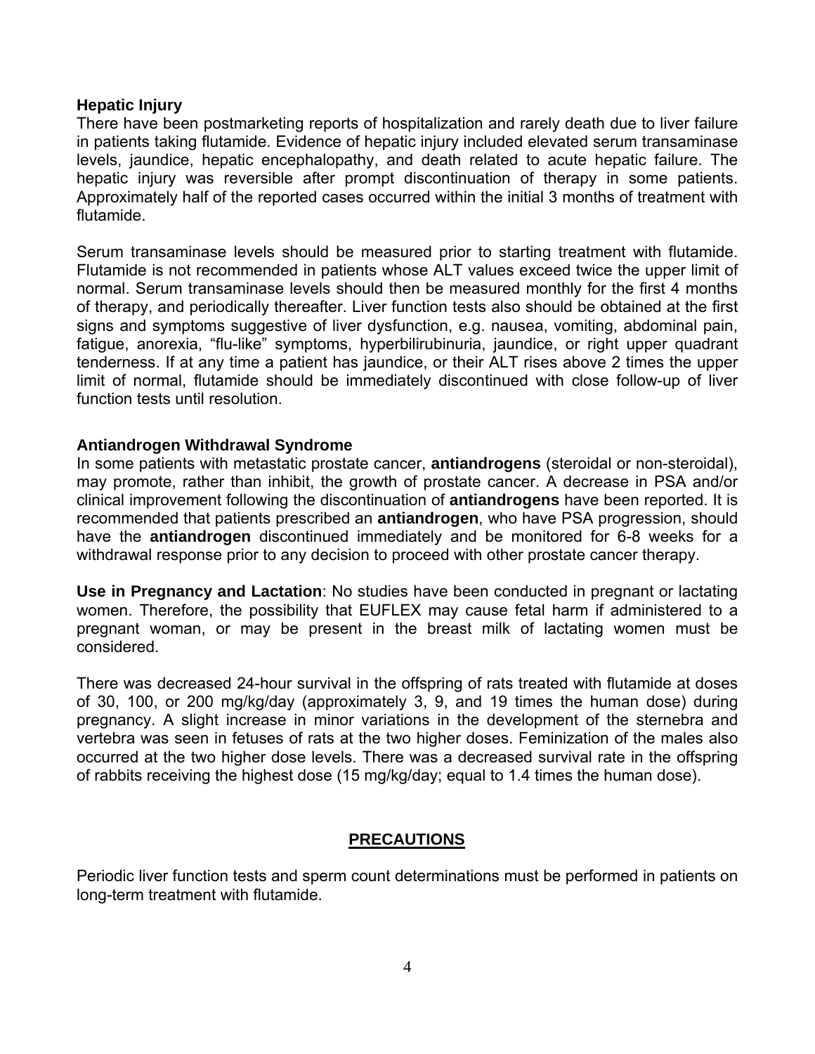### Hepatic Injury

There have been postmarketing reports of hospitalization and rarely death due to liver failure in patients taking flutamide. Evidence of hepatic injury included elevated serum transaminase levels, jaundice, hepatic encephalopathy, and death related to acute hepatic failure. The hepatic injury was reversible after prompt discontinuation of therapy in some patients. Approximately half of the reported cases occurred within the initial 3 months of treatment with flutamide.

Serum transaminase levels should be measured prior to starting treatment with flutamide. Flutamide is not recommended in patients whose ALT values exceed twice the upper limit of normal. Serum transaminase levels should then be measured monthly for the first 4 months of therapy, and periodically thereafter. Liver function tests also should be obtained at the first signs and symptoms suggestive of liver dysfunction, e.g. nausea, vomiting, abdominal pain, fatigue, anorexia, "flu-like" symptoms, hyperbilirubinuria, jaundice, or right upper quadrant tenderness. If at any time a patient has jaundice, or their ALT rises above 2 times the upper limit of normal, flutamide should be immediately discontinued with close follow-up of liver function tests until resolution.

### Antiandrogen Withdrawal Syndrome

In some patients with metastatic prostate cancer, **antiandrogens** (steroidal or non-steroidal), may promote, rather than inhibit, the growth of prostate cancer. A decrease in PSA and/or clinical improvement following the discontinuation of **antiandrogens** have been reported. It is recommended that patients prescribed an **antiandrogen**, who have PSA progression, should have the **antiandrogen** discontinued immediately and be monitored for 6-8 weeks for a withdrawal response prior to any decision to proceed with other prostate cancer therapy.

**Use in Pregnancy and Lactation**: No studies have been conducted in pregnant or lactating women. Therefore, the possibility that EUFLEX may cause fetal harm if administered to a pregnant woman, or may be present in the breast milk of lactating women must be considered.

There was decreased 24-hour survival in the offspring of rats treated with flutamide at doses of 30, 100, or 200 mg/kg/day (approximately 3, 9, and 19 times the human dose) during pregnancy. A slight increase in minor variations in the development of the sternebra and vertebra was seen in fetuses of rats at the two higher doses. Feminization of the males also occurred at the two higher dose levels. There was a decreased survival rate in the offspring of rabbits receiving the highest dose (15 mg/kg/day; equal to 1.4 times the human dose).

## PRECAUTIONS

Periodic liver function tests and sperm count determinations must be performed in patients on long-term treatment with flutamide.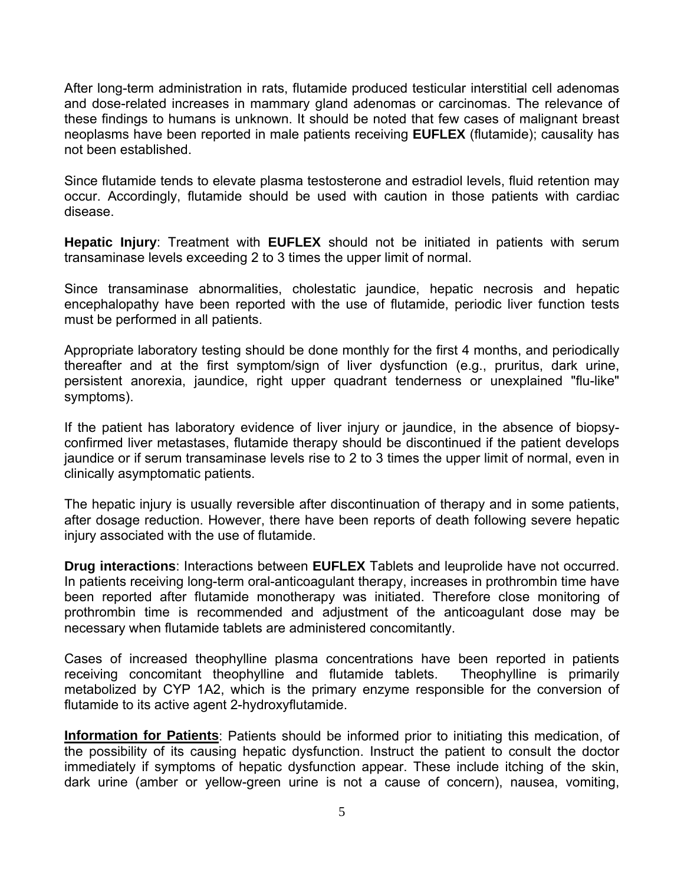After long-term administration in rats, flutamide produced testicular interstitial cell adenomas and dose-related increases in mammary gland adenomas or carcinomas. The relevance of these findings to humans is unknown. It should be noted that few cases of malignant breast neoplasms have been reported in male patients receiving **EUFLEX** (flutamide); causality has not been established.

Since flutamide tends to elevate plasma testosterone and estradiol levels, fluid retention may occur. Accordingly, flutamide should be used with caution in those patients with cardiac disease.

**Hepatic Injury**: Treatment with **EUFLEX** should not be initiated in patients with serum transaminase levels exceeding 2 to 3 times the upper limit of normal.

Since transaminase abnormalities, cholestatic jaundice, hepatic necrosis and hepatic encephalopathy have been reported with the use of flutamide, periodic liver function tests must be performed in all patients.

Appropriate laboratory testing should be done monthly for the first 4 months, and periodically thereafter and at the first symptom/sign of liver dysfunction (e.g., pruritus, dark urine, persistent anorexia, jaundice, right upper quadrant tenderness or unexplained "flu-like" symptoms).

If the patient has laboratory evidence of liver injury or jaundice, in the absence of biopsy-confirmed liver metastases, flutamide therapy should be discontinued if the patient develops jaundice or if serum transaminase levels rise to 2 to 3 times the upper limit of normal, even in clinically asymptomatic patients.

The hepatic injury is usually reversible after discontinuation of therapy and in some patients, after dosage reduction. However, there have been reports of death following severe hepatic injury associated with the use of flutamide.

**Drug interactions**: Interactions between **EUFLEX** Tablets and leuprolide have not occurred. In patients receiving long-term oral-anticoagulant therapy, increases in prothrombin time have been reported after flutamide monotherapy was initiated. Therefore close monitoring of prothrombin time is recommended and adjustment of the anticoagulant dose may be necessary when flutamide tablets are administered concomitantly.

Cases of increased theophylline plasma concentrations have been reported in patients receiving concomitant theophylline and flutamide tablets. Theophylline is primarily metabolized by CYP 1A2, which is the primary enzyme responsible for the conversion of flutamide to its active agent 2-hydroxyflutamide.

**Information for Patients**: Patients should be informed prior to initiating this medication, of the possibility of its causing hepatic dysfunction. Instruct the patient to consult the doctor immediately if symptoms of hepatic dysfunction appear. These include itching of the skin, dark urine (amber or yellow-green urine is not a cause of concern), nausea, vomiting,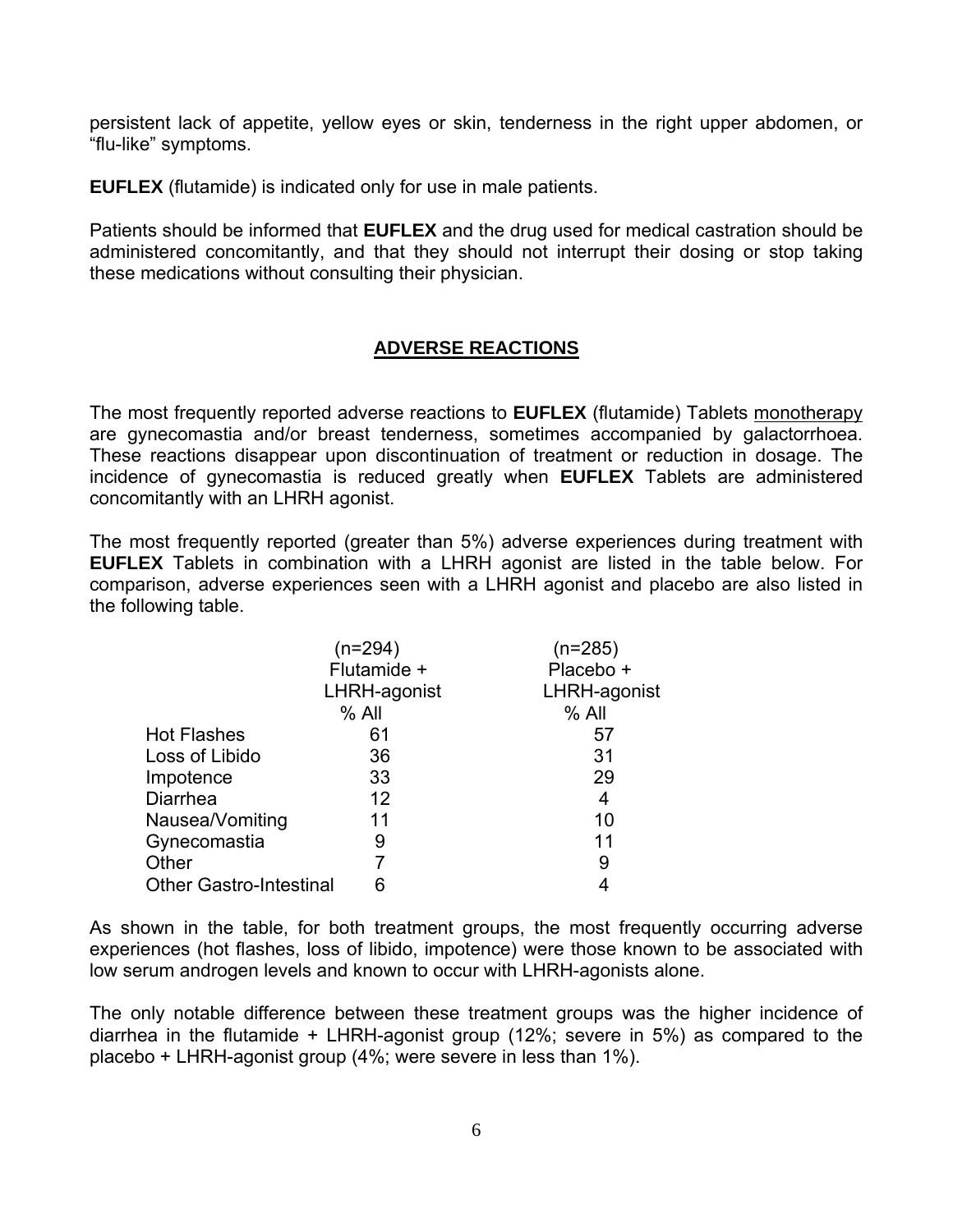persistent lack of appetite, yellow eyes or skin, tenderness in the right upper abdomen, or “flu-like” symptoms.

**EUFLEX** (flutamide) is indicated only for use in male patients.

Patients should be informed that **EUFLEX** and the drug used for medical castration should be administered concomitantly, and that they should not interrupt their dosing or stop taking these medications without consulting their physician.

## ADVERSE REACTIONS

The most frequently reported adverse reactions to **EUFLEX** (flutamide) Tablets monotherapy are gynecomastia and/or breast tenderness, sometimes accompanied by galactorrhoea. These reactions disappear upon discontinuation of treatment or reduction in dosage. The incidence of gynecomastia is reduced greatly when **EUFLEX** Tablets are administered concomitantly with an LHRH agonist.

The most frequently reported (greater than 5%) adverse experiences during treatment with **EUFLEX** Tablets in combination with a LHRH agonist are listed in the table below. For comparison, adverse experiences seen with a LHRH agonist and placebo are also listed in the following table.

| | (n=294) Flutamide + LHRH-agonist % All | (n=285) Placebo + LHRH-agonist % All |
|---|---|---|
| Hot Flashes | 61 | 57 |
| Loss of Libido | 36 | 31 |
| Impotence | 33 | 29 |
| Diarrhea | 12 | 4 |
| Nausea/Vomiting | 11 | 10 |
| Gynecomastia | 9 | 11 |
| Other | 7 | 9 |
| Other Gastro-Intestinal | 6 | 4 |

As shown in the table, for both treatment groups, the most frequently occurring adverse experiences (hot flashes, loss of libido, impotence) were those known to be associated with low serum androgen levels and known to occur with LHRH-agonists alone.

The only notable difference between these treatment groups was the higher incidence of diarrhea in the flutamide + LHRH-agonist group (12%; severe in 5%) as compared to the placebo + LHRH-agonist group (4%; were severe in less than 1%).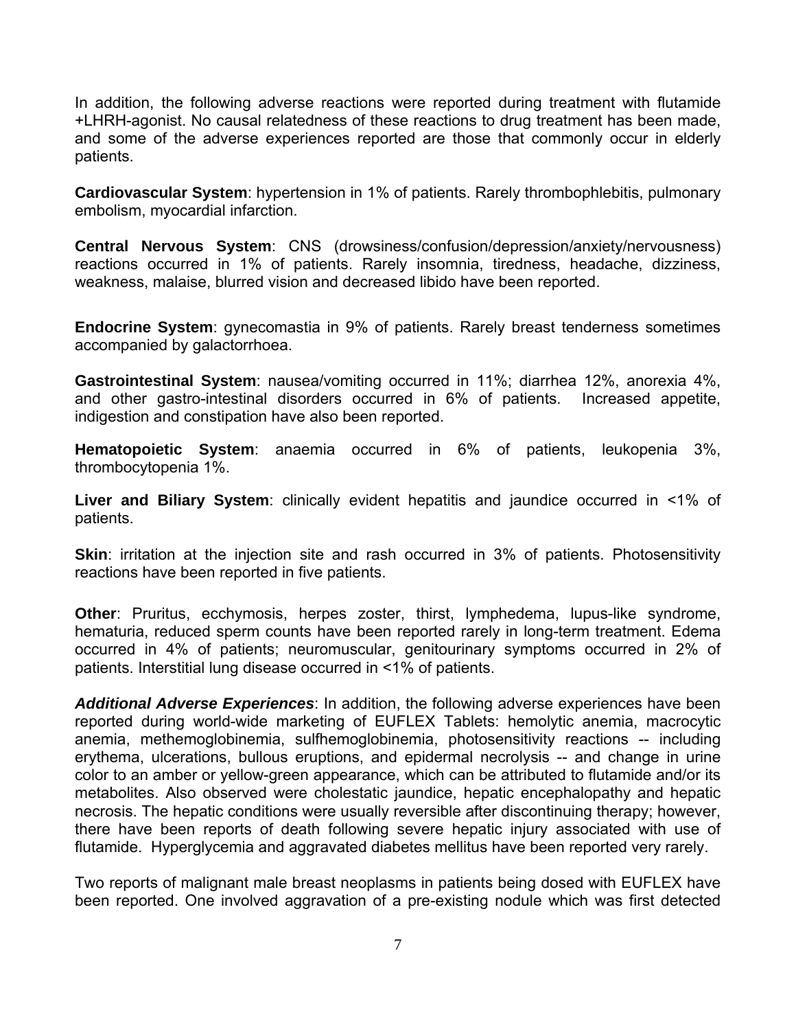In addition, the following adverse reactions were reported during treatment with flutamide +LHRH-agonist. No causal relatedness of these reactions to drug treatment has been made, and some of the adverse experiences reported are those that commonly occur in elderly patients.

**Cardiovascular System**: hypertension in 1% of patients. Rarely thrombophlebitis, pulmonary embolism, myocardial infarction.

**Central Nervous System**: CNS (drowsiness/confusion/depression/anxiety/nervousness) reactions occurred in 1% of patients. Rarely insomnia, tiredness, headache, dizziness, weakness, malaise, blurred vision and decreased libido have been reported.

**Endocrine System**: gynecomastia in 9% of patients. Rarely breast tenderness sometimes accompanied by galactorrhoea.

**Gastrointestinal System**: nausea/vomiting occurred in 11%; diarrhea 12%, anorexia 4%, and other gastro-intestinal disorders occurred in 6% of patients. Increased appetite, indigestion and constipation have also been reported.

**Hematopoietic System**: anaemia occurred in 6% of patients, leukopenia 3%, thrombocytopenia 1%.

**Liver and Biliary System**: clinically evident hepatitis and jaundice occurred in <1% of patients.

**Skin**: irritation at the injection site and rash occurred in 3% of patients. Photosensitivity reactions have been reported in five patients.

**Other**: Pruritus, ecchymosis, herpes zoster, thirst, lymphedema, lupus-like syndrome, hematuria, reduced sperm counts have been reported rarely in long-term treatment. Edema occurred in 4% of patients; neuromuscular, genitourinary symptoms occurred in 2% of patients. Interstitial lung disease occurred in <1% of patients.

***Additional Adverse Experiences***: In addition, the following adverse experiences have been reported during world-wide marketing of EUFLEX Tablets: hemolytic anemia, macrocytic anemia, methemoglobinemia, sulfhemoglobinemia, photosensitivity reactions -- including erythema, ulcerations, bullous eruptions, and epidermal necrolysis -- and change in urine color to an amber or yellow-green appearance, which can be attributed to flutamide and/or its metabolites. Also observed were cholestatic jaundice, hepatic encephalopathy and hepatic necrosis. The hepatic conditions were usually reversible after discontinuing therapy; however, there have been reports of death following severe hepatic injury associated with use of flutamide. Hyperglycemia and aggravated diabetes mellitus have been reported very rarely.

Two reports of malignant male breast neoplasms in patients being dosed with EUFLEX have been reported. One involved aggravation of a pre-existing nodule which was first detected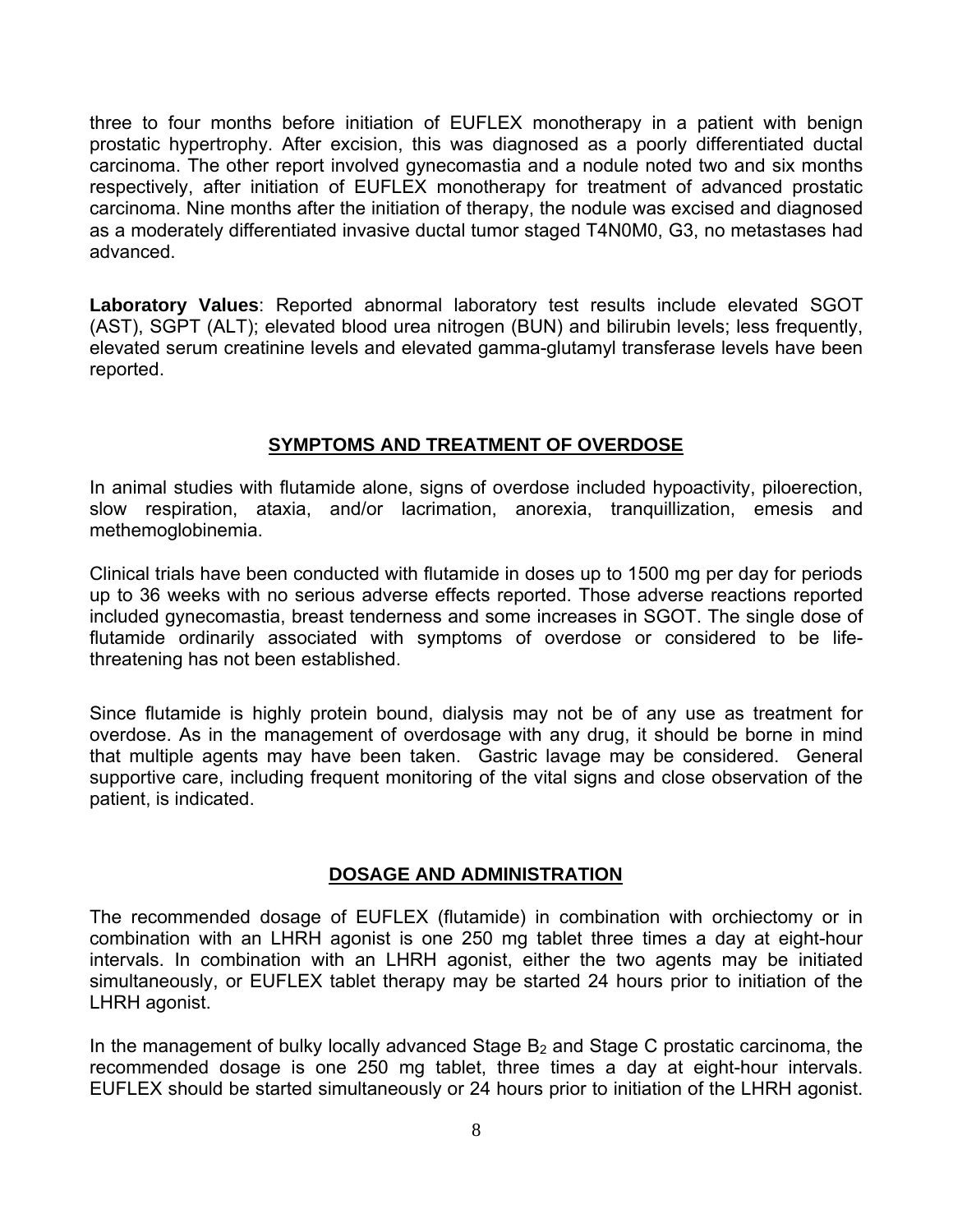three to four months before initiation of EUFLEX monotherapy in a patient with benign prostatic hypertrophy. After excision, this was diagnosed as a poorly differentiated ductal carcinoma. The other report involved gynecomastia and a nodule noted two and six months respectively, after initiation of EUFLEX monotherapy for treatment of advanced prostatic carcinoma. Nine months after the initiation of therapy, the nodule was excised and diagnosed as a moderately differentiated invasive ductal tumor staged T4N0M0, G3, no metastases had advanced.

**Laboratory Values**: Reported abnormal laboratory test results include elevated SGOT (AST), SGPT (ALT); elevated blood urea nitrogen (BUN) and bilirubin levels; less frequently, elevated serum creatinine levels and elevated gamma-glutamyl transferase levels have been reported.

## SYMPTOMS AND TREATMENT OF OVERDOSE

In animal studies with flutamide alone, signs of overdose included hypoactivity, piloerection, slow respiration, ataxia, and/or lacrimation, anorexia, tranquillization, emesis and methemoglobinemia.

Clinical trials have been conducted with flutamide in doses up to 1500 mg per day for periods up to 36 weeks with no serious adverse effects reported. Those adverse reactions reported included gynecomastia, breast tenderness and some increases in SGOT. The single dose of flutamide ordinarily associated with symptoms of overdose or considered to be life-threatening has not been established.

Since flutamide is highly protein bound, dialysis may not be of any use as treatment for overdose. As in the management of overdosage with any drug, it should be borne in mind that multiple agents may have been taken. Gastric lavage may be considered. General supportive care, including frequent monitoring of the vital signs and close observation of the patient, is indicated.

## DOSAGE AND ADMINISTRATION

The recommended dosage of EUFLEX (flutamide) in combination with orchiectomy or in combination with an LHRH agonist is one 250 mg tablet three times a day at eight-hour intervals. In combination with an LHRH agonist, either the two agents may be initiated simultaneously, or EUFLEX tablet therapy may be started 24 hours prior to initiation of the LHRH agonist.

In the management of bulky locally advanced Stage $B_2$ and Stage C prostatic carcinoma, the recommended dosage is one 250 mg tablet, three times a day at eight-hour intervals. EUFLEX should be started simultaneously or 24 hours prior to initiation of the LHRH agonist.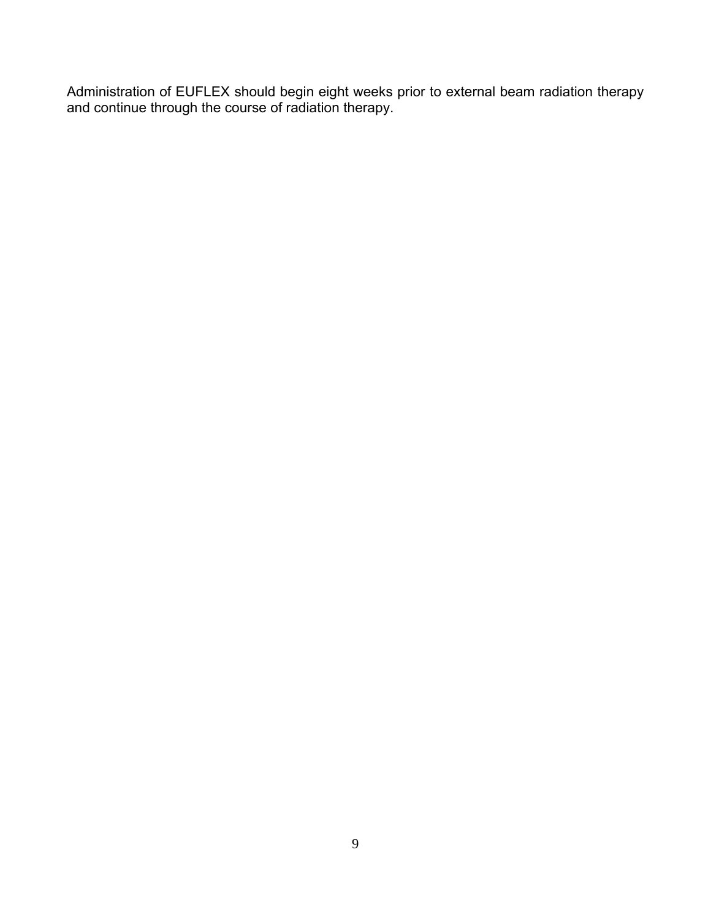Administration of EUFLEX should begin eight weeks prior to external beam radiation therapy and continue through the course of radiation therapy.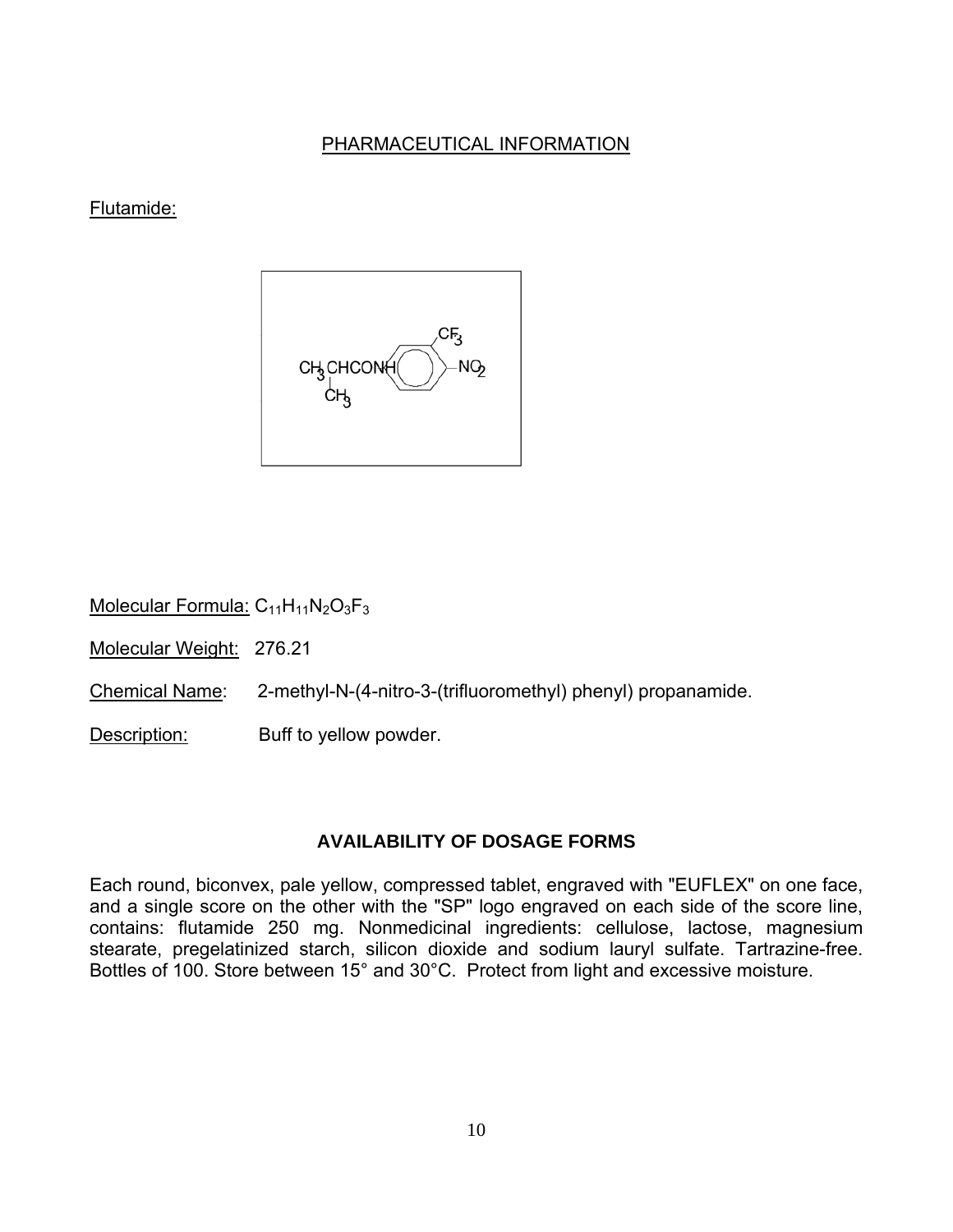## PHARMACEUTICAL INFORMATION

Flutamide:

Molecular Formula: $C_{11}H_{11}N_2O_3F_3$

Molecular Weight: 276.21

Chemical Name: 2-methyl-N-(4-nitro-3-(trifluoromethyl) phenyl) propanamide.

Description: Buff to yellow powder.

## AVAILABILITY OF DOSAGE FORMS

Each round, biconvex, pale yellow, compressed tablet, engraved with "EUFLEX" on one face, and a single score on the other with the "SP" logo engraved on each side of the score line, contains: flutamide 250 mg. Nonmedicinal ingredients: cellulose, lactose, magnesium stearate, pregelatinized starch, silicon dioxide and sodium lauryl sulfate. Tartrazine-free. Bottles of 100. Store between 15° and 30°C. Protect from light and excessive moisture.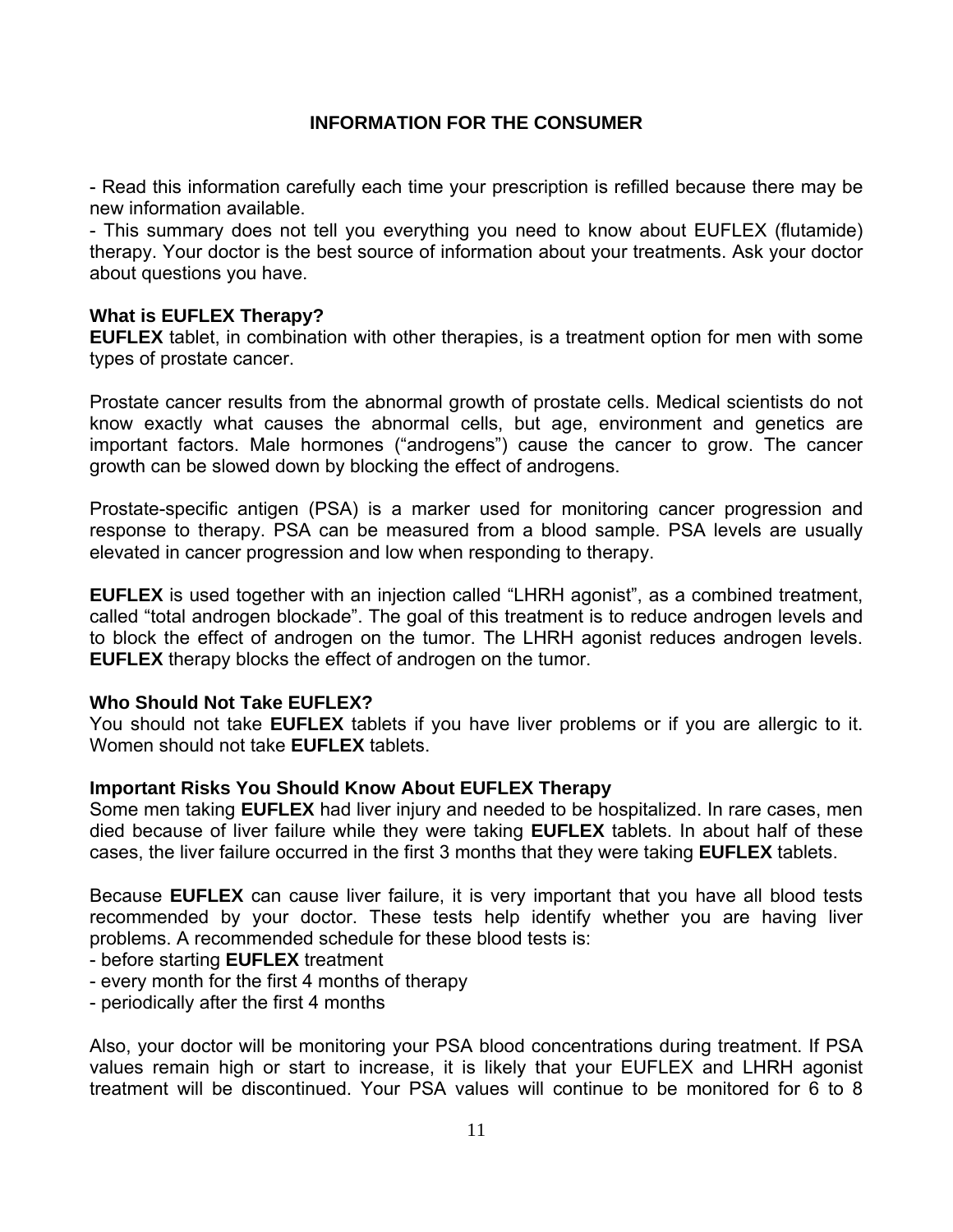## INFORMATION FOR THE CONSUMER

- Read this information carefully each time your prescription is refilled because there may be new information available.
- This summary does not tell you everything you need to know about EUFLEX (flutamide) therapy. Your doctor is the best source of information about your treatments. Ask your doctor about questions you have.

### What is EUFLEX Therapy?

**EUFLEX** tablet, in combination with other therapies, is a treatment option for men with some types of prostate cancer.

Prostate cancer results from the abnormal growth of prostate cells. Medical scientists do not know exactly what causes the abnormal cells, but age, environment and genetics are important factors. Male hormones ("androgens") cause the cancer to grow. The cancer growth can be slowed down by blocking the effect of androgens.

Prostate-specific antigen (PSA) is a marker used for monitoring cancer progression and response to therapy. PSA can be measured from a blood sample. PSA levels are usually elevated in cancer progression and low when responding to therapy.

**EUFLEX** is used together with an injection called "LHRH agonist", as a combined treatment, called "total androgen blockade". The goal of this treatment is to reduce androgen levels and to block the effect of androgen on the tumor. The LHRH agonist reduces androgen levels. **EUFLEX** therapy blocks the effect of androgen on the tumor.

### Who Should Not Take EUFLEX?

You should not take **EUFLEX** tablets if you have liver problems or if you are allergic to it. Women should not take **EUFLEX** tablets.

### Important Risks You Should Know About EUFLEX Therapy

Some men taking **EUFLEX** had liver injury and needed to be hospitalized. In rare cases, men died because of liver failure while they were taking **EUFLEX** tablets. In about half of these cases, the liver failure occurred in the first 3 months that they were taking **EUFLEX** tablets.

Because **EUFLEX** can cause liver failure, it is very important that you have all blood tests recommended by your doctor. These tests help identify whether you are having liver problems. A recommended schedule for these blood tests is:
- before starting **EUFLEX** treatment
- every month for the first 4 months of therapy
- periodically after the first 4 months

Also, your doctor will be monitoring your PSA blood concentrations during treatment. If PSA values remain high or start to increase, it is likely that your EUFLEX and LHRH agonist treatment will be discontinued. Your PSA values will continue to be monitored for 6 to 8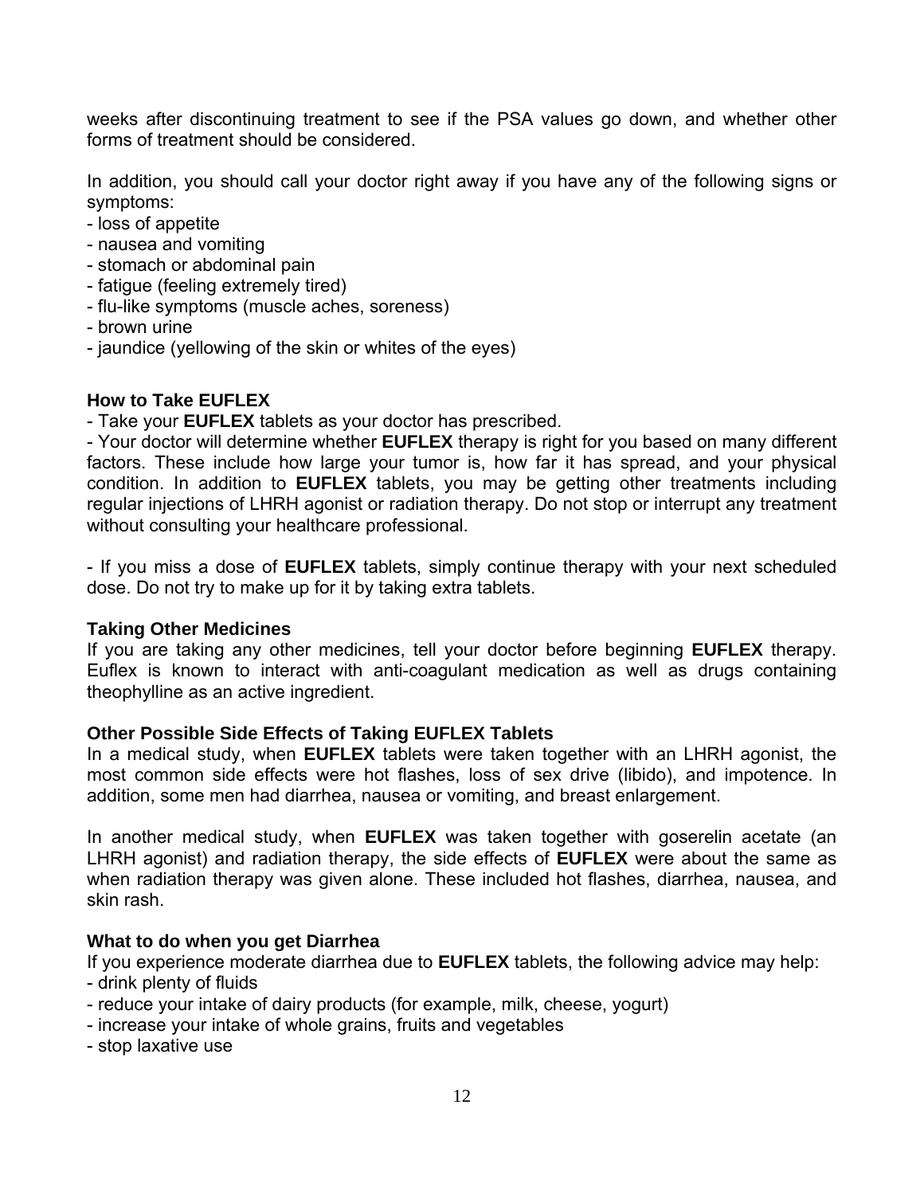weeks after discontinuing treatment to see if the PSA values go down, and whether other forms of treatment should be considered.

In addition, you should call your doctor right away if you have any of the following signs or symptoms:
- loss of appetite
- nausea and vomiting
- stomach or abdominal pain
- fatigue (feeling extremely tired)
- flu-like symptoms (muscle aches, soreness)
- brown urine
- jaundice (yellowing of the skin or whites of the eyes)

**How to Take EUFLEX**

- Take your **EUFLEX** tablets as your doctor has prescribed.
- Your doctor will determine whether **EUFLEX** therapy is right for you based on many different factors. These include how large your tumor is, how far it has spread, and your physical condition. In addition to **EUFLEX** tablets, you may be getting other treatments including regular injections of LHRH agonist or radiation therapy. Do not stop or interrupt any treatment without consulting your healthcare professional.

- If you miss a dose of **EUFLEX** tablets, simply continue therapy with your next scheduled dose. Do not try to make up for it by taking extra tablets.

**Taking Other Medicines**

If you are taking any other medicines, tell your doctor before beginning **EUFLEX** therapy. Euflex is known to interact with anti-coagulant medication as well as drugs containing theophylline as an active ingredient.

**Other Possible Side Effects of Taking EUFLEX Tablets**

In a medical study, when **EUFLEX** tablets were taken together with an LHRH agonist, the most common side effects were hot flashes, loss of sex drive (libido), and impotence. In addition, some men had diarrhea, nausea or vomiting, and breast enlargement.

In another medical study, when **EUFLEX** was taken together with goserelin acetate (an LHRH agonist) and radiation therapy, the side effects of **EUFLEX** were about the same as when radiation therapy was given alone. These included hot flashes, diarrhea, nausea, and skin rash.

**What to do when you get Diarrhea**

If you experience moderate diarrhea due to **EUFLEX** tablets, the following advice may help:
- drink plenty of fluids
- reduce your intake of dairy products (for example, milk, cheese, yogurt)
- increase your intake of whole grains, fruits and vegetables
- stop laxative use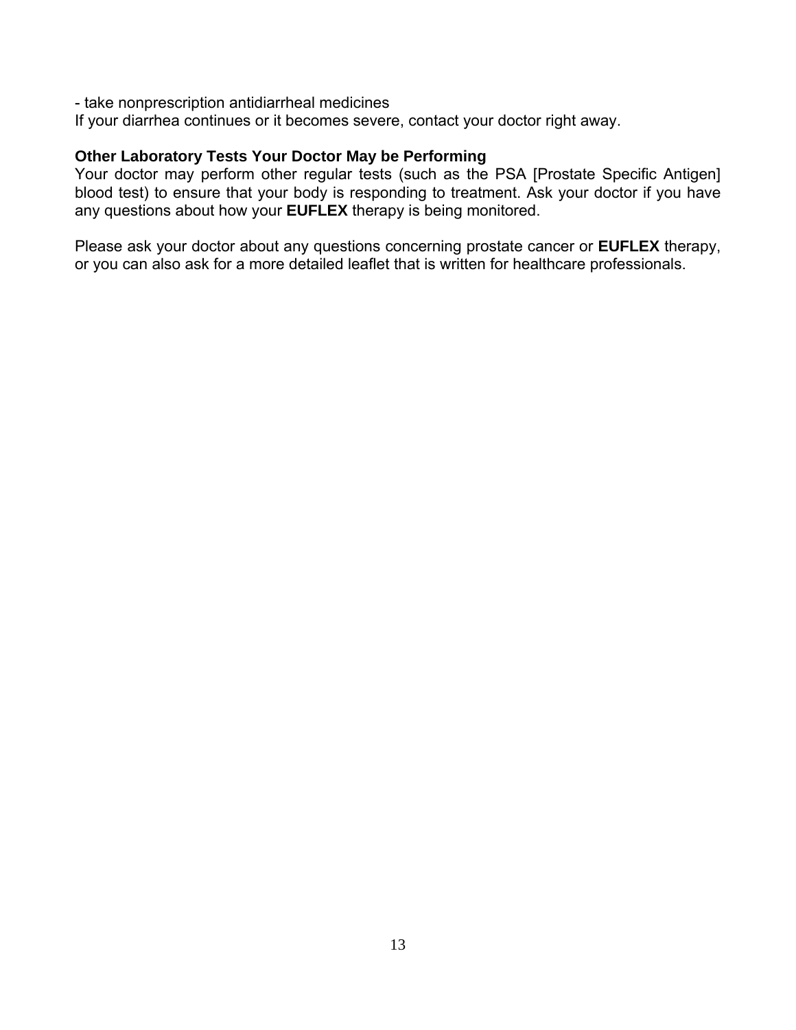- take nonprescription antidiarrheal medicines

If your diarrhea continues or it becomes severe, contact your doctor right away.

**Other Laboratory Tests Your Doctor May be Performing**

Your doctor may perform other regular tests (such as the PSA [Prostate Specific Antigen] blood test) to ensure that your body is responding to treatment. Ask your doctor if you have any questions about how your **EUFLEX** therapy is being monitored.

Please ask your doctor about any questions concerning prostate cancer or **EUFLEX** therapy, or you can also ask for a more detailed leaflet that is written for healthcare professionals.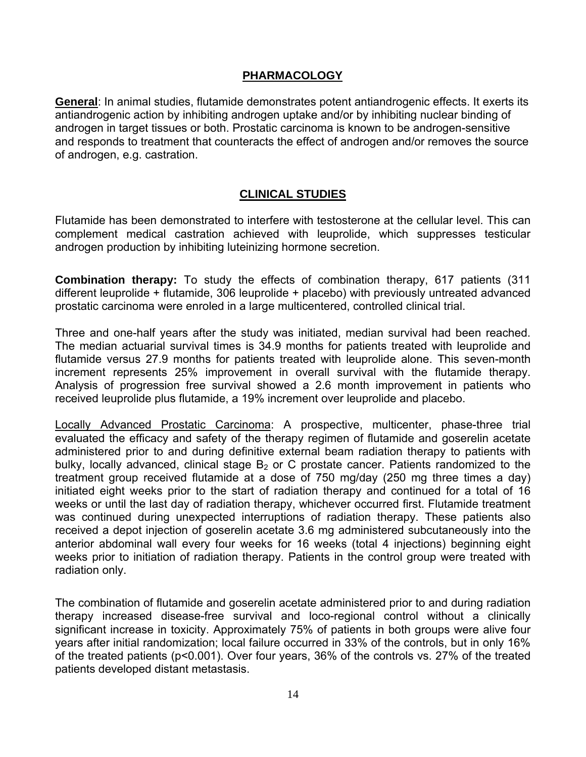## PHARMACOLOGY

**General**: In animal studies, flutamide demonstrates potent antiandrogenic effects. It exerts its antiandrogenic action by inhibiting androgen uptake and/or by inhibiting nuclear binding of androgen in target tissues or both. Prostatic carcinoma is known to be androgen-sensitive and responds to treatment that counteracts the effect of androgen and/or removes the source of androgen, e.g. castration.

## CLINICAL STUDIES

Flutamide has been demonstrated to interfere with testosterone at the cellular level. This can complement medical castration achieved with leuprolide, which suppresses testicular androgen production by inhibiting luteinizing hormone secretion.

**Combination therapy:** To study the effects of combination therapy, 617 patients (311 different leuprolide + flutamide, 306 leuprolide + placebo) with previously untreated advanced prostatic carcinoma were enroled in a large multicentered, controlled clinical trial.

Three and one-half years after the study was initiated, median survival had been reached. The median actuarial survival times is 34.9 months for patients treated with leuprolide and flutamide versus 27.9 months for patients treated with leuprolide alone. This seven-month increment represents 25% improvement in overall survival with the flutamide therapy. Analysis of progression free survival showed a 2.6 month improvement in patients who received leuprolide plus flutamide, a 19% increment over leuprolide and placebo.

Locally Advanced Prostatic Carcinoma: A prospective, multicenter, phase-three trial evaluated the efficacy and safety of the therapy regimen of flutamide and goserelin acetate administered prior to and during definitive external beam radiation therapy to patients with bulky, locally advanced, clinical stage $B_2$ or C prostate cancer. Patients randomized to the treatment group received flutamide at a dose of 750 mg/day (250 mg three times a day) initiated eight weeks prior to the start of radiation therapy and continued for a total of 16 weeks or until the last day of radiation therapy, whichever occurred first. Flutamide treatment was continued during unexpected interruptions of radiation therapy. These patients also received a depot injection of goserelin acetate 3.6 mg administered subcutaneously into the anterior abdominal wall every four weeks for 16 weeks (total 4 injections) beginning eight weeks prior to initiation of radiation therapy. Patients in the control group were treated with radiation only.

The combination of flutamide and goserelin acetate administered prior to and during radiation therapy increased disease-free survival and loco-regional control without a clinically significant increase in toxicity. Approximately 75% of patients in both groups were alive four years after initial randomization; local failure occurred in 33% of the controls, but in only 16% of the treated patients ($p<0.001$). Over four years, 36% of the controls vs. 27% of the treated patients developed distant metastasis.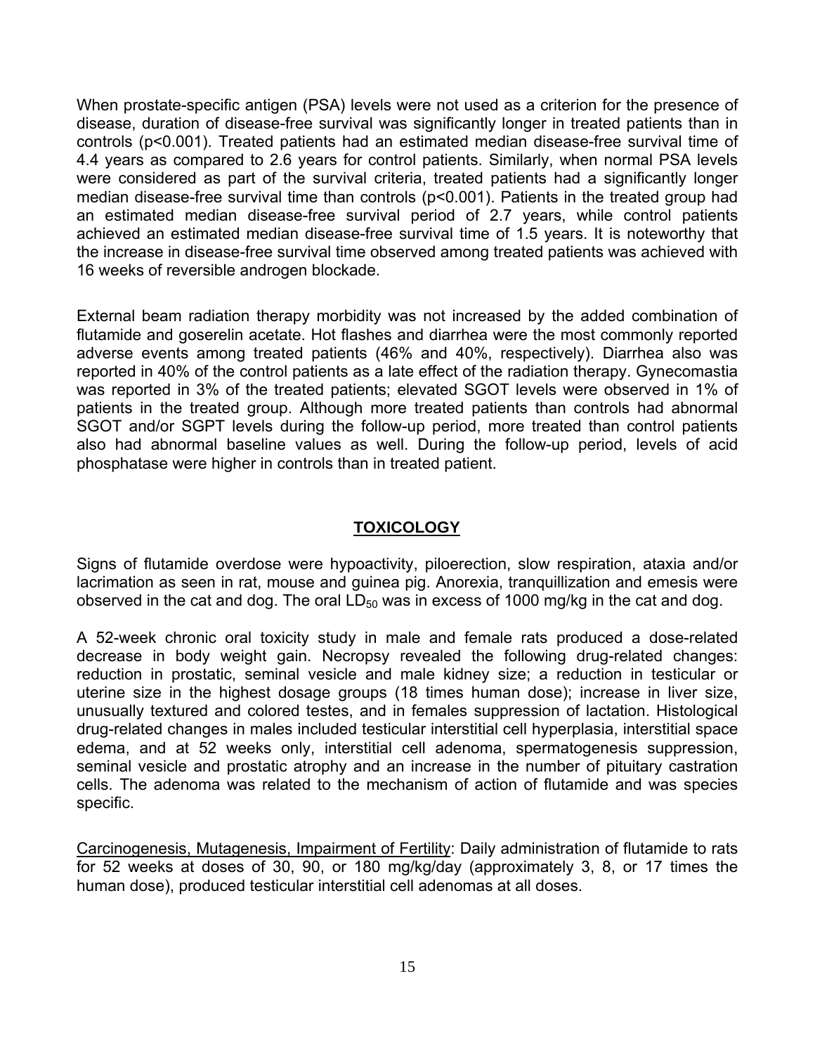When prostate-specific antigen (PSA) levels were not used as a criterion for the presence of disease, duration of disease-free survival was significantly longer in treated patients than in controls ($p<0.001$). Treated patients had an estimated median disease-free survival time of 4.4 years as compared to 2.6 years for control patients. Similarly, when normal PSA levels were considered as part of the survival criteria, treated patients had a significantly longer median disease-free survival time than controls ($p<0.001$). Patients in the treated group had an estimated median disease-free survival period of 2.7 years, while control patients achieved an estimated median disease-free survival time of 1.5 years. It is noteworthy that the increase in disease-free survival time observed among treated patients was achieved with 16 weeks of reversible androgen blockade.

External beam radiation therapy morbidity was not increased by the added combination of flutamide and goserelin acetate. Hot flashes and diarrhea were the most commonly reported adverse events among treated patients (46% and 40%, respectively). Diarrhea also was reported in 40% of the control patients as a late effect of the radiation therapy. Gynecomastia was reported in 3% of the treated patients; elevated SGOT levels were observed in 1% of patients in the treated group. Although more treated patients than controls had abnormal SGOT and/or SGPT levels during the follow-up period, more treated than control patients also had abnormal baseline values as well. During the follow-up period, levels of acid phosphatase were higher in controls than in treated patient.

## TOXICOLOGY

Signs of flutamide overdose were hypoactivity, piloerection, slow respiration, ataxia and/or lacrimation as seen in rat, mouse and guinea pig. Anorexia, tranquillization and emesis were observed in the cat and dog. The oral $LD_{50}$ was in excess of 1000 mg/kg in the cat and dog.

A 52-week chronic oral toxicity study in male and female rats produced a dose-related decrease in body weight gain. Necropsy revealed the following drug-related changes: reduction in prostatic, seminal vesicle and male kidney size; a reduction in testicular or uterine size in the highest dosage groups (18 times human dose); increase in liver size, unusually textured and colored testes, and in females suppression of lactation. Histological drug-related changes in males included testicular interstitial cell hyperplasia, interstitial space edema, and at 52 weeks only, interstitial cell adenoma, spermatogenesis suppression, seminal vesicle and prostatic atrophy and an increase in the number of pituitary castration cells. The adenoma was related to the mechanism of action of flutamide and was species specific.

Carcinogenesis, Mutagenesis, Impairment of Fertility: Daily administration of flutamide to rats for 52 weeks at doses of 30, 90, or 180 mg/kg/day (approximately 3, 8, or 17 times the human dose), produced testicular interstitial cell adenomas at all doses.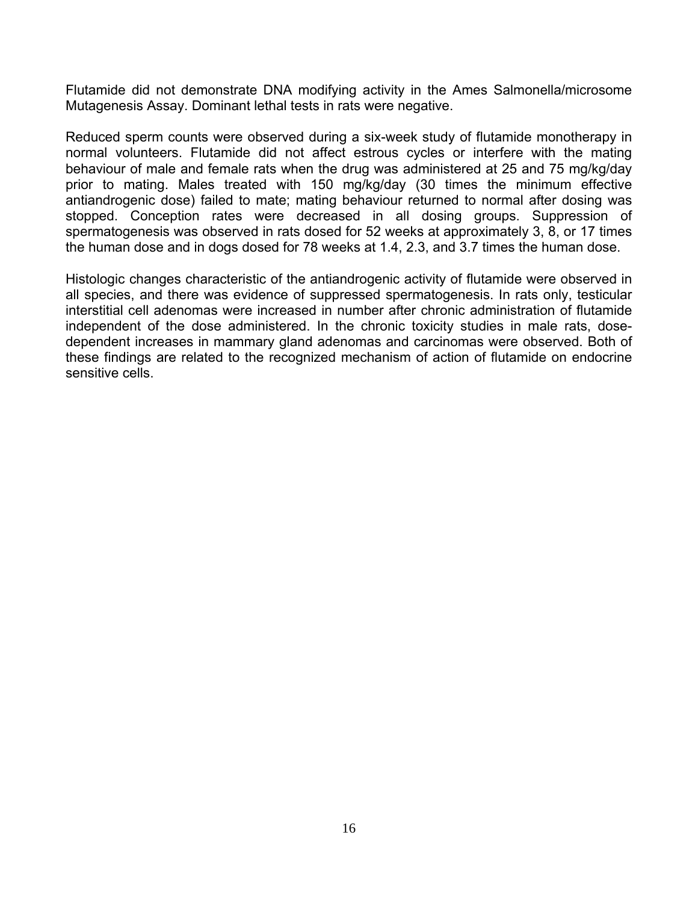Flutamide did not demonstrate DNA modifying activity in the Ames Salmonella/microsome Mutagenesis Assay. Dominant lethal tests in rats were negative.

Reduced sperm counts were observed during a six-week study of flutamide monotherapy in normal volunteers. Flutamide did not affect estrous cycles or interfere with the mating behaviour of male and female rats when the drug was administered at 25 and 75 mg/kg/day prior to mating. Males treated with 150 mg/kg/day (30 times the minimum effective antiandrogenic dose) failed to mate; mating behaviour returned to normal after dosing was stopped. Conception rates were decreased in all dosing groups. Suppression of spermatogenesis was observed in rats dosed for 52 weeks at approximately 3, 8, or 17 times the human dose and in dogs dosed for 78 weeks at 1.4, 2.3, and 3.7 times the human dose.

Histologic changes characteristic of the antiandrogenic activity of flutamide were observed in all species, and there was evidence of suppressed spermatogenesis. In rats only, testicular interstitial cell adenomas were increased in number after chronic administration of flutamide independent of the dose administered. In the chronic toxicity studies in male rats, dose-dependent increases in mammary gland adenomas and carcinomas were observed. Both of these findings are related to the recognized mechanism of action of flutamide on endocrine sensitive cells.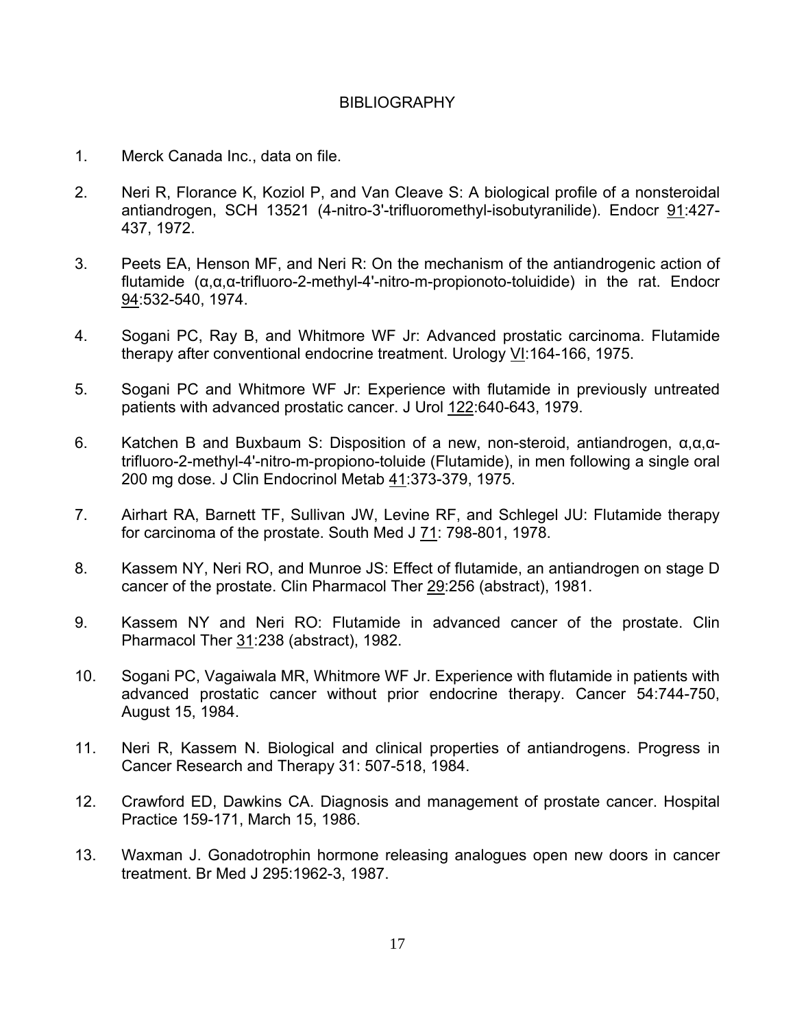# BIBLIOGRAPHY

1. Merck Canada Inc., data on file.

2. Neri R, Florance K, Koziol P, and Van Cleave S: A biological profile of a nonsteroidal antiandrogen, SCH 13521 (4-nitro-3'-trifluoromethyl-isobutyranilide). Endocr 91:427-437, 1972.

3. Peets EA, Henson MF, and Neri R: On the mechanism of the antiandrogenic action of flutamide (α,α,α-trifluoro-2-methyl-4'-nitro-m-propionoto-toluidide) in the rat. Endocr 94:532-540, 1974.

4. Sogani PC, Ray B, and Whitmore WF Jr: Advanced prostatic carcinoma. Flutamide therapy after conventional endocrine treatment. Urology VI:164-166, 1975.

5. Sogani PC and Whitmore WF Jr: Experience with flutamide in previously untreated patients with advanced prostatic cancer. J Urol 122:640-643, 1979.

6. Katchen B and Buxbaum S: Disposition of a new, non-steroid, antiandrogen, α,α,α-trifluoro-2-methyl-4'-nitro-m-propiono-toluide (Flutamide), in men following a single oral 200 mg dose. J Clin Endocrinol Metab 41:373-379, 1975.

7. Airhart RA, Barnett TF, Sullivan JW, Levine RF, and Schlegel JU: Flutamide therapy for carcinoma of the prostate. South Med J 71: 798-801, 1978.

8. Kassem NY, Neri RO, and Munroe JS: Effect of flutamide, an antiandrogen on stage D cancer of the prostate. Clin Pharmacol Ther 29:256 (abstract), 1981.

9. Kassem NY and Neri RO: Flutamide in advanced cancer of the prostate. Clin Pharmacol Ther 31:238 (abstract), 1982.

10. Sogani PC, Vagaiwala MR, Whitmore WF Jr. Experience with flutamide in patients with advanced prostatic cancer without prior endocrine therapy. Cancer 54:744-750, August 15, 1984.

11. Neri R, Kassem N. Biological and clinical properties of antiandrogens. Progress in Cancer Research and Therapy 31: 507-518, 1984.

12. Crawford ED, Dawkins CA. Diagnosis and management of prostate cancer. Hospital Practice 159-171, March 15, 1986.

13. Waxman J. Gonadotrophin hormone releasing analogues open new doors in cancer treatment. Br Med J 295:1962-3, 1987.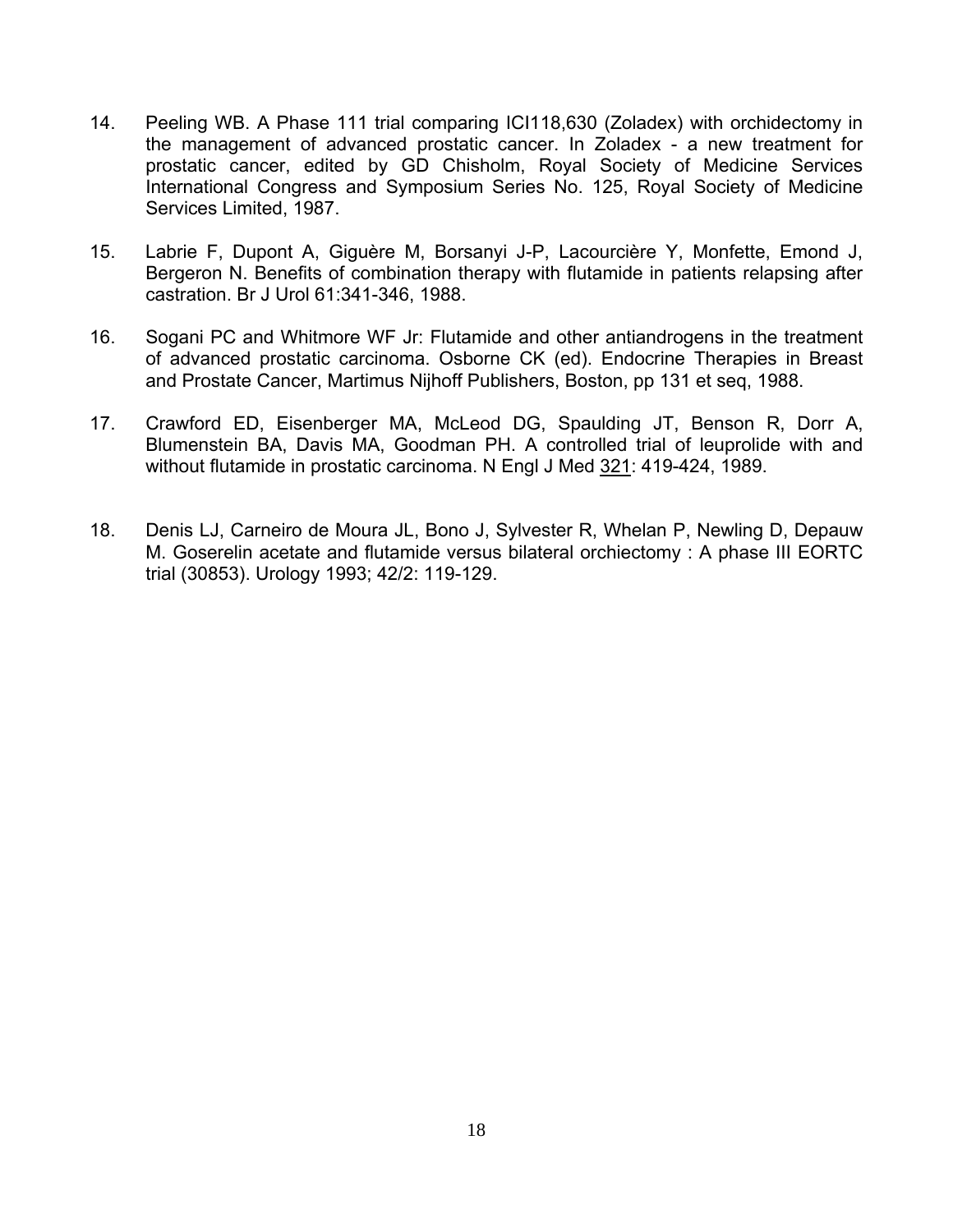14. Peeling WB. A Phase 111 trial comparing ICI118,630 (Zoladex) with orchidectomy in the management of advanced prostatic cancer. In Zoladex - a new treatment for prostatic cancer, edited by GD Chisholm, Royal Society of Medicine Services International Congress and Symposium Series No. 125, Royal Society of Medicine Services Limited, 1987.

15. Labrie F, Dupont A, Giguère M, Borsanyi J-P, Lacourcière Y, Monfette, Emond J, Bergeron N. Benefits of combination therapy with flutamide in patients relapsing after castration. Br J Urol 61:341-346, 1988.

16. Sogani PC and Whitmore WF Jr: Flutamide and other antiandrogens in the treatment of advanced prostatic carcinoma. Osborne CK (ed). Endocrine Therapies in Breast and Prostate Cancer, Martimus Nijhoff Publishers, Boston, pp 131 et seq, 1988.

17. Crawford ED, Eisenberger MA, McLeod DG, Spaulding JT, Benson R, Dorr A, Blumenstein BA, Davis MA, Goodman PH. A controlled trial of leuprolide with and without flutamide in prostatic carcinoma. N Engl J Med 321: 419-424, 1989.

18. Denis LJ, Carneiro de Moura JL, Bono J, Sylvester R, Whelan P, Newling D, Depauw M. Goserelin acetate and flutamide versus bilateral orchiectomy : A phase III EORTC trial (30853). Urology 1993; 42/2: 119-129.